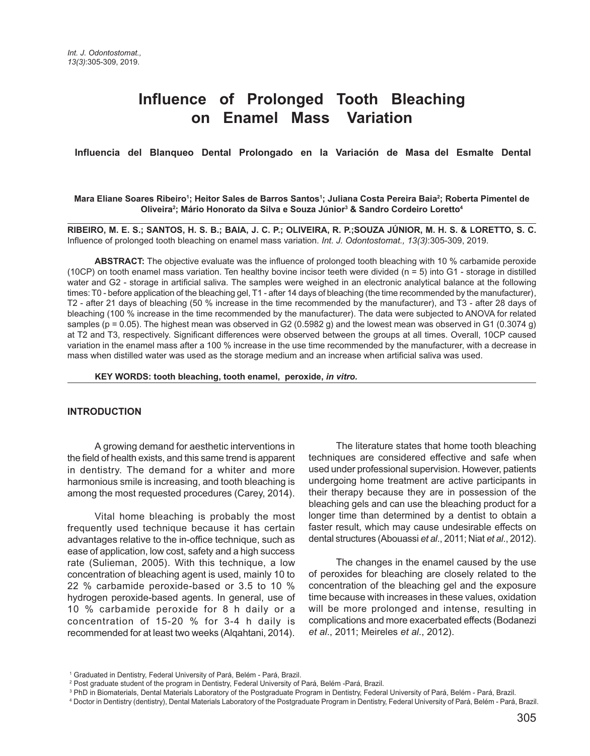# Influence of Prolonged Tooth Bleaching on Enamel Mass Variation

### Influencia del Blanqueo Dental Prolongado en la Variación de Masa del Esmalte Dental

**Mara Eliane Soares Ribeiro[1]; Heitor Sales de Barros Santos[1]; Juliana Costa Pereira Baia[2]; Roberta Pimentel de Oliveira[2]; Mário Honorato da Silva e Souza Júnior[3] & Sandro Cordeiro Loretto[4]**

**RIBEIRO, M. E. S.; SANTOS, H. S. B.; BAIA, J. C. P.; OLIVEIRA, R. P.;SOUZA JÚNIOR, M. H. S. & LORETTO, S. C.** Influence of prolonged tooth bleaching on enamel mass variation. *Int. J. Odontostomat., 13(3)*:305-309, 2019.

**ABSTRACT:** The objective evaluate was the influence of prolonged tooth bleaching with 10 % carbamide peroxide (10CP) on tooth enamel mass variation. Ten healthy bovine incisor teeth were divided (n = 5) into G1 - storage in distilled water and G2 - storage in artificial saliva. The samples were weighed in an electronic analytical balance at the following times: T0 - before application of the bleaching gel, T1 - after 14 days of bleaching (the time recommended by the manufacturer), T2 - after 21 days of bleaching (50 % increase in the time recommended by the manufacturer), and T3 - after 28 days of bleaching (100 % increase in the time recommended by the manufacturer). The data were subjected to ANOVA for related samples (p = 0.05). The highest mean was observed in G2 (0.5982 g) and the lowest mean was observed in G1 (0.3074 g) at T2 and T3, respectively. Significant differences were observed between the groups at all times. Overall, 10CP caused variation in the enamel mass after a 100 % increase in the use time recommended by the manufacturer, with a decrease in mass when distilled water was used as the storage medium and an increase when artificial saliva was used.

**KEY WORDS: tooth bleaching, tooth enamel, peroxide, *in vitro.***

## INTRODUCTION

A growing demand for aesthetic interventions in the field of health exists, and this same trend is apparent in dentistry. The demand for a whiter and more harmonious smile is increasing, and tooth bleaching is among the most requested procedures (Carey, 2014).

Vital home bleaching is probably the most frequently used technique because it has certain advantages relative to the in-office technique, such as ease of application, low cost, safety and a high success rate (Sulieman, 2005). With this technique, a low concentration of bleaching agent is used, mainly 10 to 22 % carbamide peroxide-based or 3.5 to 10 % hydrogen peroxide-based agents. In general, use of 10 % carbamide peroxide for 8 h daily or a concentration of 15-20 % for 3-4 h daily is recommended for at least two weeks (Alqahtani, 2014).

The literature states that home tooth bleaching techniques are considered effective and safe when used under professional supervision. However, patients undergoing home treatment are active participants in their therapy because they are in possession of the bleaching gels and can use the bleaching product for a longer time than determined by a dentist to obtain a faster result, which may cause undesirable effects on dental structures (Abouassi *et al*., 2011; Niat *et al*., 2012).

The changes in the enamel caused by the use of peroxides for bleaching are closely related to the concentration of the bleaching gel and the exposure time because with increases in these values, oxidation will be more prolonged and intense, resulting in complications and more exacerbated effects (Bodanezi *et al*., 2011; Meireles *et al*., 2012).

[1] Graduated in Dentistry, Federal University of Pará, Belém - Pará, Brazil.
[2] Post graduate student of the program in Dentistry, Federal University of Pará, Belém -Pará, Brazil.
[3] PhD in Biomaterials, Dental Materials Laboratory of the Postgraduate Program in Dentistry, Federal University of Pará, Belém - Pará, Brazil.
[4] Doctor in Dentistry (dentistry), Dental Materials Laboratory of the Postgraduate Program in Dentistry, Federal University of Pará, Belém - Pará, Brazil.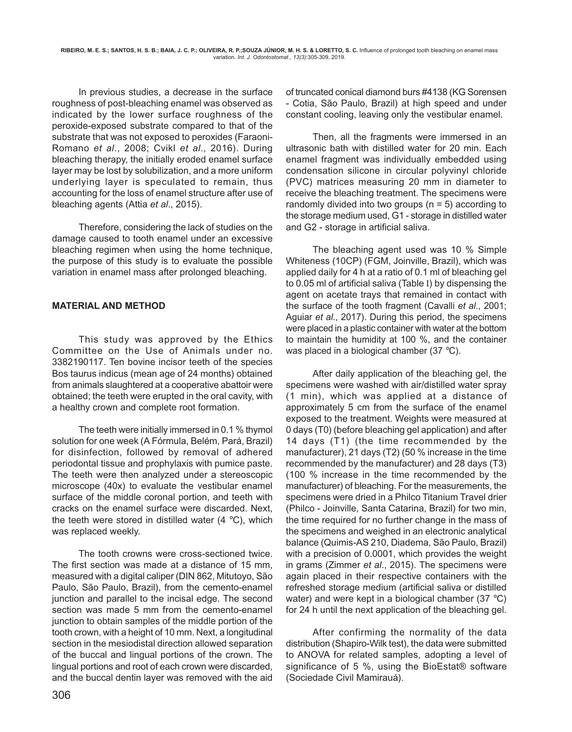In previous studies, a decrease in the surface roughness of post-bleaching enamel was observed as indicated by the lower surface roughness of the peroxide-exposed substrate compared to that of the substrate that was not exposed to peroxides (Faraoni-Romano *et al*., 2008; Cvikl *et al*., 2016). During bleaching therapy, the initially eroded enamel surface layer may be lost by solubilization, and a more uniform underlying layer is speculated to remain, thus accounting for the loss of enamel structure after use of bleaching agents (Attia *et al*., 2015).

Therefore, considering the lack of studies on the damage caused to tooth enamel under an excessive bleaching regimen when using the home technique, the purpose of this study is to evaluate the possible variation in enamel mass after prolonged bleaching.

## MATERIAL AND METHOD

This study was approved by the Ethics Committee on the Use of Animals under no. 3382190117. Ten bovine incisor teeth of the species Bos taurus indicus (mean age of 24 months) obtained from animals slaughtered at a cooperative abattoir were obtained; the teeth were erupted in the oral cavity, with a healthy crown and complete root formation.

The teeth were initially immersed in 0.1 % thymol solution for one week (A Fórmula, Belém, Pará, Brazil) for disinfection, followed by removal of adhered periodontal tissue and prophylaxis with pumice paste. The teeth were then analyzed under a stereoscopic microscope (40x) to evaluate the vestibular enamel surface of the middle coronal portion, and teeth with cracks on the enamel surface were discarded. Next, the teeth were stored in distilled water (4 °C), which was replaced weekly.

The tooth crowns were cross-sectioned twice. The first section was made at a distance of 15 mm, measured with a digital caliper (DIN 862, Mitutoyo, São Paulo, São Paulo, Brazil), from the cemento-enamel junction and parallel to the incisal edge. The second section was made 5 mm from the cemento-enamel junction to obtain samples of the middle portion of the tooth crown, with a height of 10 mm. Next, a longitudinal section in the mesiodistal direction allowed separation of the buccal and lingual portions of the crown. The lingual portions and root of each crown were discarded, and the buccal dentin layer was removed with the aid of truncated conical diamond burs #4138 (KG Sorensen - Cotia, São Paulo, Brazil) at high speed and under constant cooling, leaving only the vestibular enamel.

Then, all the fragments were immersed in an ultrasonic bath with distilled water for 20 min. Each enamel fragment was individually embedded using condensation silicone in circular polyvinyl chloride (PVC) matrices measuring 20 mm in diameter to receive the bleaching treatment. The specimens were randomly divided into two groups (n = 5) according to the storage medium used, G1 - storage in distilled water and G2 - storage in artificial saliva.

The bleaching agent used was 10 % Simple Whiteness (10CP) (FGM, Joinville, Brazil), which was applied daily for 4 h at a ratio of 0.1 ml of bleaching gel to 0.05 ml of artificial saliva (Table I) by dispensing the agent on acetate trays that remained in contact with the surface of the tooth fragment (Cavalli *et al*., 2001; Aguiar *et al*., 2017). During this period, the specimens were placed in a plastic container with water at the bottom to maintain the humidity at 100 %, and the container was placed in a biological chamber (37 °C).

After daily application of the bleaching gel, the specimens were washed with air/distilled water spray (1 min), which was applied at a distance of approximately 5 cm from the surface of the enamel exposed to the treatment. Weights were measured at 0 days (T0) (before bleaching gel application) and after 14 days (T1) (the time recommended by the manufacturer), 21 days (T2) (50 % increase in the time recommended by the manufacturer) and 28 days (T3) (100 % increase in the time recommended by the manufacturer) of bleaching. For the measurements, the specimens were dried in a Philco Titanium Travel drier (Philco - Joinville, Santa Catarina, Brazil) for two min, the time required for no further change in the mass of the specimens and weighed in an electronic analytical balance (Quimis-AS 210, Diadema, São Paulo, Brazil) with a precision of 0.0001, which provides the weight in grams (Zimmer *et al*., 2015). The specimens were again placed in their respective containers with the refreshed storage medium (artificial saliva or distilled water) and were kept in a biological chamber (37 °C) for 24 h until the next application of the bleaching gel.

After confirming the normality of the data distribution (Shapiro-Wilk test), the data were submitted to ANOVA for related samples, adopting a level of significance of 5 %, using the BioEstat® software (Sociedade Civil Mamirauá).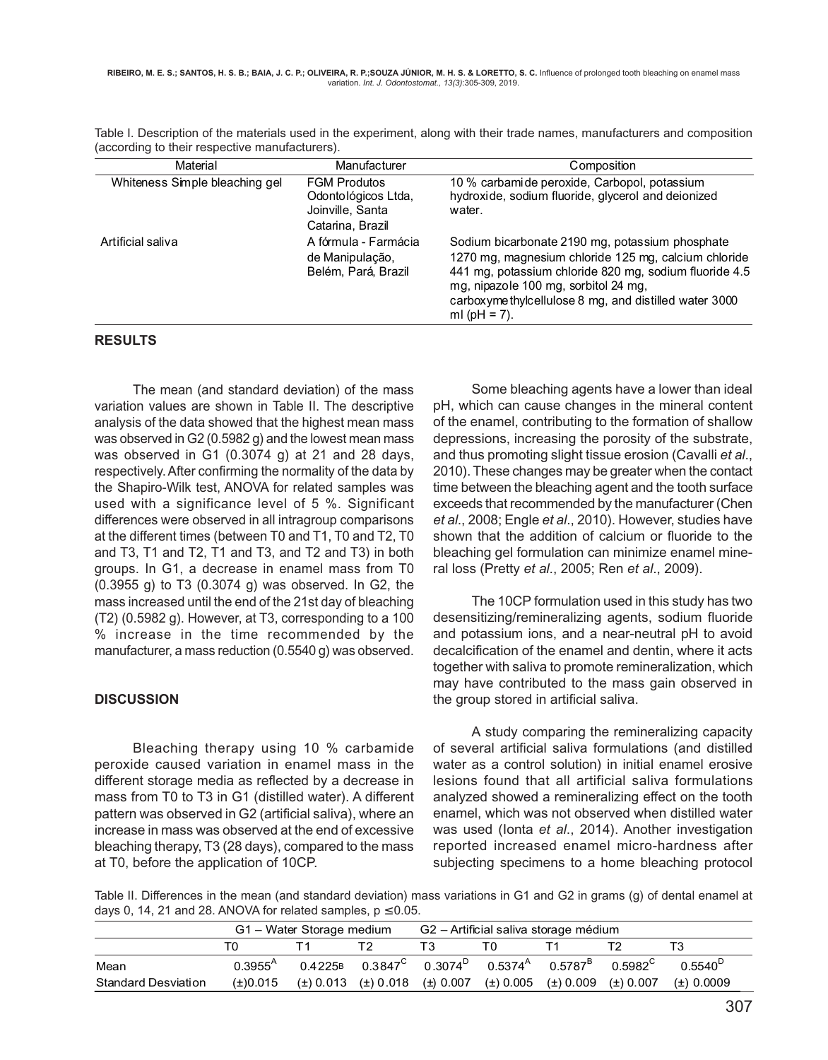Table I. Description of the materials used in the experiment, along with their trade names, manufacturers and composition (according to their respective manufacturers).

| Material | Manufacturer | Composition |
|---|---|---|
| Whiteness Simple bleaching gel | FGM Produtos Odontológicos Ltda, Joinville, Santa Catarina, Brazil | 10 % carbamide peroxide, Carbopol, potassium hydroxide, sodium fluoride, glycerol and deionized water. |
| Artificial saliva | A fórmula - Farmácia de Manipulação, Belém, Pará, Brazil | Sodium bicarbonate 2190 mg, potassium phosphate 1270 mg, magnesium chloride 125 mg, calcium chloride 441 mg, potassium chloride 820 mg, sodium fluoride 4.5 mg, nipazole 100 mg, sorbitol 24 mg, carboxymethylcellulose 8 mg, and distilled water 3000 ml (pH = 7). |

## RESULTS

The mean (and standard deviation) of the mass variation values are shown in Table II. The descriptive analysis of the data showed that the highest mean mass was observed in G2 (0.5982 g) and the lowest mean mass was observed in G1 (0.3074 g) at 21 and 28 days, respectively. After confirming the normality of the data by the Shapiro-Wilk test, ANOVA for related samples was used with a significance level of 5 %. Significant differences were observed in all intragroup comparisons at the different times (between T0 and T1, T0 and T2, T0 and T3, T1 and T2, T1 and T3, and T2 and T3) in both groups. In G1, a decrease in enamel mass from T0 (0.3955 g) to T3 (0.3074 g) was observed. In G2, the mass increased until the end of the 21st day of bleaching (T2) (0.5982 g). However, at T3, corresponding to a 100 % increase in the time recommended by the manufacturer, a mass reduction (0.5540 g) was observed.

## DISCUSSION

Bleaching therapy using 10 % carbamide peroxide caused variation in enamel mass in the different storage media as reflected by a decrease in mass from T0 to T3 in G1 (distilled water). A different pattern was observed in G2 (artificial saliva), where an increase in mass was observed at the end of excessive bleaching therapy, T3 (28 days), compared to the mass at T0, before the application of 10CP.

Some bleaching agents have a lower than ideal pH, which can cause changes in the mineral content of the enamel, contributing to the formation of shallow depressions, increasing the porosity of the substrate, and thus promoting slight tissue erosion (Cavalli *et al*., 2010). These changes may be greater when the contact time between the bleaching agent and the tooth surface exceeds that recommended by the manufacturer (Chen *et al*., 2008; Engle *et al*., 2010). However, studies have shown that the addition of calcium or fluoride to the bleaching gel formulation can minimize enamel mineral loss (Pretty *et al*., 2005; Ren *et al*., 2009).

The 10CP formulation used in this study has two desensitizing/remineralizing agents, sodium fluoride and potassium ions, and a near-neutral pH to avoid decalcification of the enamel and dentin, where it acts together with saliva to promote remineralization, which may have contributed to the mass gain observed in the group stored in artificial saliva.

A study comparing the remineralizing capacity of several artificial saliva formulations (and distilled water as a control solution) in initial enamel erosive lesions found that all artificial saliva formulations analyzed showed a remineralizing effect on the tooth enamel, which was not observed when distilled water was used (Ionta *et al*., 2014). Another investigation reported increased enamel micro-hardness after subjecting specimens to a home bleaching protocol

Table II. Differences in the mean (and standard deviation) mass variations in G1 and G2 in grams (g) of dental enamel at days 0, 14, 21 and 28. ANOVA for related samples, $p \leq 0.05$.

| | G1 – Water Storage medium | | | | G2 – Artificial saliva storage médium | | | |
|---|---|---|---|---|---|---|---|---|
| | T0 | T1 | T2 | T3 | T0 | T1 | T2 | T3 |
| Mean | $0.3955^{A}$ | $0.4225^{B}$ | $0.3847^{C}$ | $0.3074^{D}$ | $0.5374^{A}$ | $0.5787^{B}$ | $0.5982^{C}$ | $0.5540^{D}$ |
| Standard Desviation | (±)0.015 | (±) 0.013 | (±) 0.018 | (±) 0.007 | (±) 0.005 | (±) 0.009 | (±) 0.007 | (±) 0.0009 |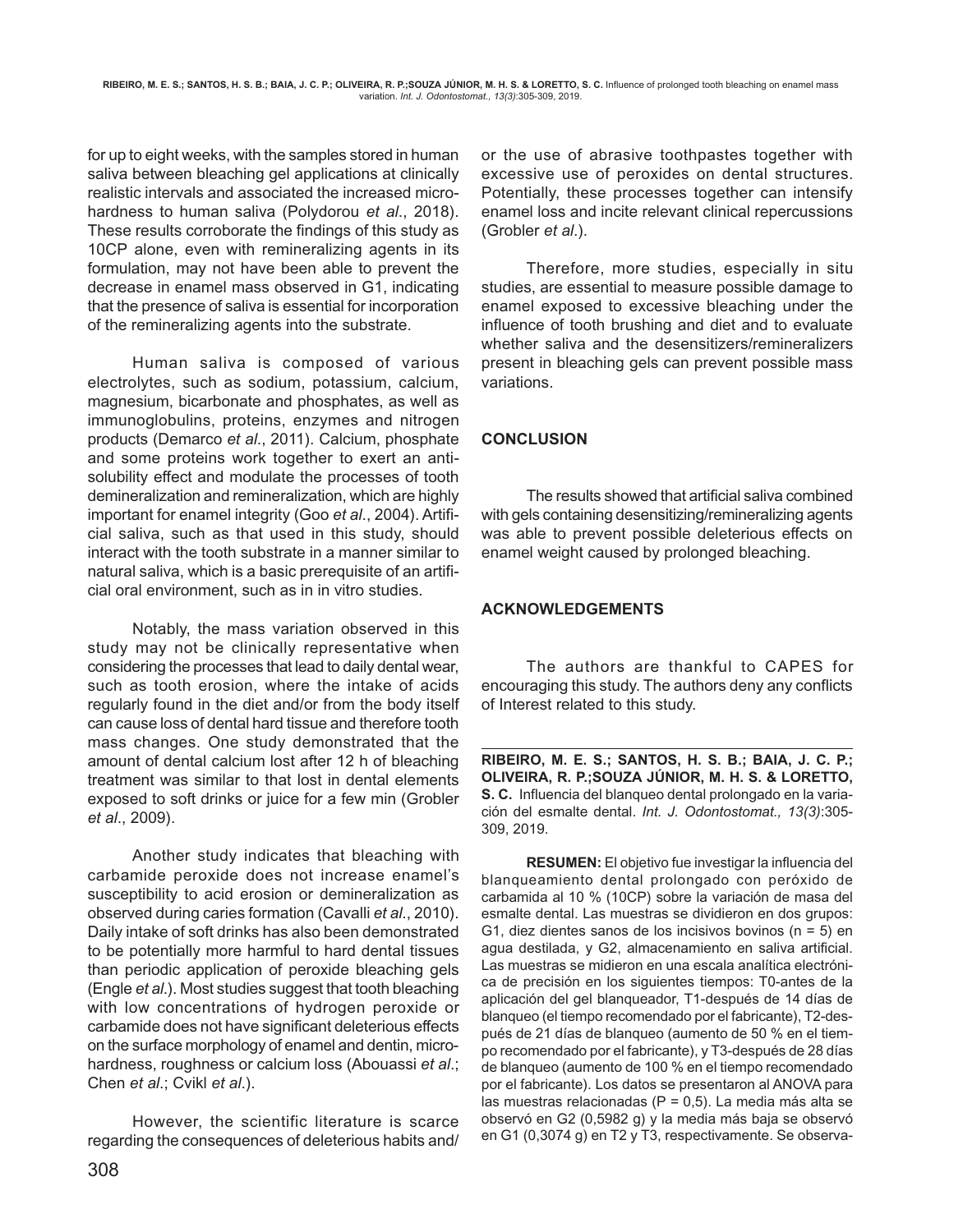for up to eight weeks, with the samples stored in human saliva between bleaching gel applications at clinically realistic intervals and associated the increased micro-hardness to human saliva (Polydorou *et al*., 2018). These results corroborate the findings of this study as 10CP alone, even with remineralizing agents in its formulation, may not have been able to prevent the decrease in enamel mass observed in G1, indicating that the presence of saliva is essential for incorporation of the remineralizing agents into the substrate.

Human saliva is composed of various electrolytes, such as sodium, potassium, calcium, magnesium, bicarbonate and phosphates, as well as immunoglobulins, proteins, enzymes and nitrogen products (Demarco *et al*., 2011). Calcium, phosphate and some proteins work together to exert an anti-solubility effect and modulate the processes of tooth demineralization and remineralization, which are highly important for enamel integrity (Goo *et al*., 2004). Artificial saliva, such as that used in this study, should interact with the tooth substrate in a manner similar to natural saliva, which is a basic prerequisite of an artificial oral environment, such as in in vitro studies.

Notably, the mass variation observed in this study may not be clinically representative when considering the processes that lead to daily dental wear, such as tooth erosion, where the intake of acids regularly found in the diet and/or from the body itself can cause loss of dental hard tissue and therefore tooth mass changes. One study demonstrated that the amount of dental calcium lost after 12 h of bleaching treatment was similar to that lost in dental elements exposed to soft drinks or juice for a few min (Grobler *et al*., 2009).

Another study indicates that bleaching with carbamide peroxide does not increase enamel's susceptibility to acid erosion or demineralization as observed during caries formation (Cavalli *et al*., 2010). Daily intake of soft drinks has also been demonstrated to be potentially more harmful to hard dental tissues than periodic application of peroxide bleaching gels (Engle *et al*.). Most studies suggest that tooth bleaching with low concentrations of hydrogen peroxide or carbamide does not have significant deleterious effects on the surface morphology of enamel and dentin, micro-hardness, roughness or calcium loss (Abouassi *et al*.; Chen *et al*.; Cvikl *et al*.).

However, the scientific literature is scarce regarding the consequences of deleterious habits and/ or the use of abrasive toothpastes together with excessive use of peroxides on dental structures. Potentially, these processes together can intensify enamel loss and incite relevant clinical repercussions (Grobler *et al*.).

Therefore, more studies, especially in situ studies, are essential to measure possible damage to enamel exposed to excessive bleaching under the influence of tooth brushing and diet and to evaluate whether saliva and the desensitizers/remineralizers present in bleaching gels can prevent possible mass variations.

## CONCLUSION

The results showed that artificial saliva combined with gels containing desensitizing/remineralizing agents was able to prevent possible deleterious effects on enamel weight caused by prolonged bleaching.

## ACKNOWLEDGEMENTS

The authors are thankful to CAPES for encouraging this study. The authors deny any conflicts of Interest related to this study.

---

**RIBEIRO, M. E. S.; SANTOS, H. S. B.; BAIA, J. C. P.; OLIVEIRA, R. P.;SOUZA JÚNIOR, M. H. S. & LORETTO, S. C.** Influencia del blanqueo dental prolongado en la variación del esmalte dental. *Int. J. Odontostomat., 13(3)*:305-309, 2019.

**RESUMEN:** El objetivo fue investigar la influencia del blanqueamiento dental prolongado con peróxido de carbamida al 10 % (10CP) sobre la variación de masa del esmalte dental. Las muestras se dividieron en dos grupos: G1, diez dientes sanos de los incisivos bovinos (n = 5) en agua destilada, y G2, almacenamiento en saliva artificial. Las muestras se midieron en una escala analítica electrónica de precisión en los siguientes tiempos: T0-antes de la aplicación del gel blanqueador, T1-después de 14 días de blanqueo (el tiempo recomendado por el fabricante), T2-después de 21 días de blanqueo (aumento de 50 % en el tiempo recomendado por el fabricante), y T3-después de 28 días de blanqueo (aumento de 100 % en el tiempo recomendado por el fabricante). Los datos se presentaron al ANOVA para las muestras relacionadas (P = 0,5). La media más alta se observó en G2 (0,5982 g) y la media más baja se observó en G1 (0,3074 g) en T2 y T3, respectivamente. Se observa-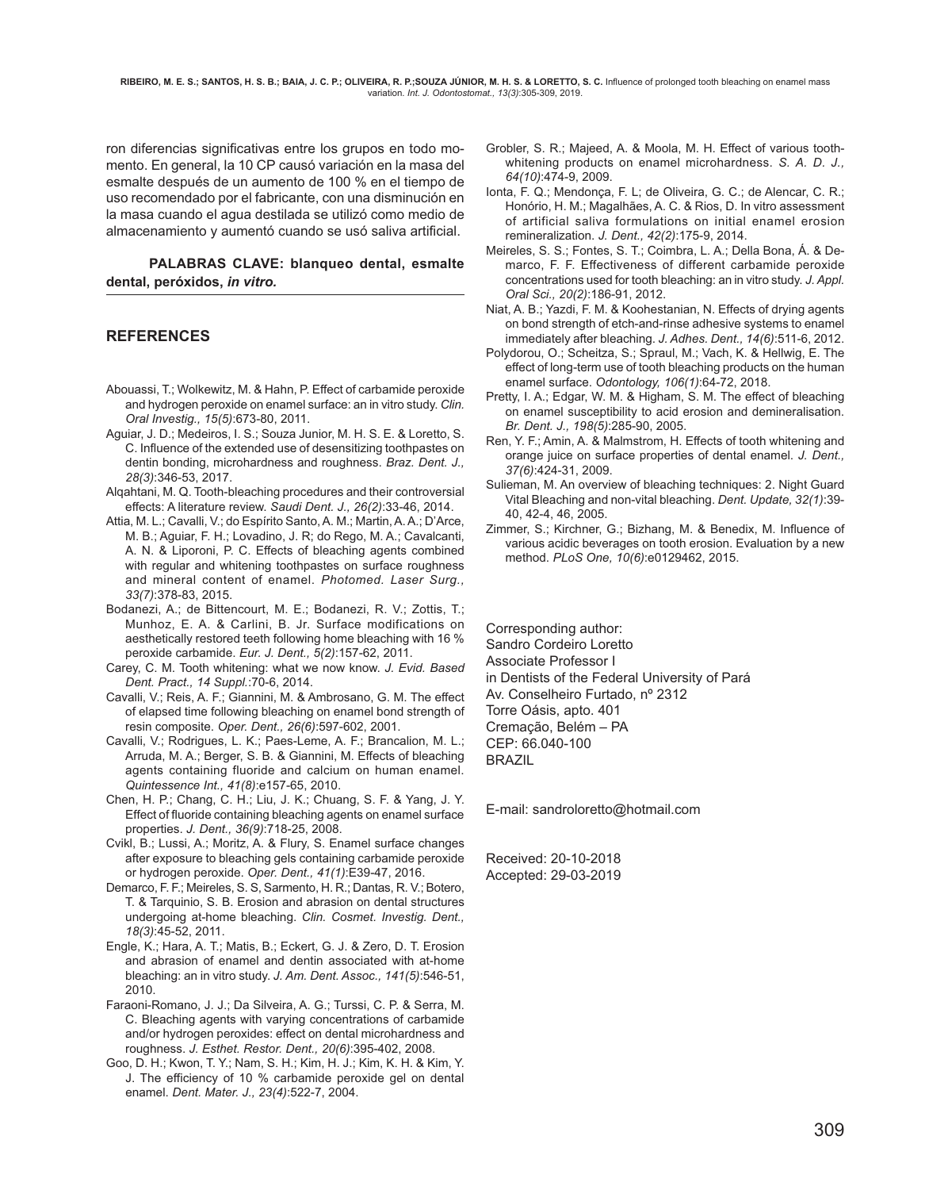ron diferencias significativas entre los grupos en todo momento. En general, la 10 CP causó variación en la masa del esmalte después de un aumento de 100 % en el tiempo de uso recomendado por el fabricante, con una disminución en la masa cuando el agua destilada se utilizó como medio de almacenamiento y aumentó cuando se usó saliva artificial.

**PALABRAS CLAVE: blanqueo dental, esmalte dental, peróxidos, *in vitro.***

## REFERENCES

Abouassi, T.; Wolkewitz, M. & Hahn, P. Effect of carbamide peroxide and hydrogen peroxide on enamel surface: an in vitro study. *Clin. Oral Investig., 15(5)*:673-80, 2011.

Aguiar, J. D.; Medeiros, I. S.; Souza Junior, M. H. S. E. & Loretto, S. C. Influence of the extended use of desensitizing toothpastes on dentin bonding, microhardness and roughness. *Braz. Dent. J., 28(3)*:346-53, 2017.

Alqahtani, M. Q. Tooth-bleaching procedures and their controversial effects: A literature review. *Saudi Dent. J., 26(2)*:33-46, 2014.

Attia, M. L.; Cavalli, V.; do Espírito Santo, A. M.; Martin, A. A.; D'Arce, M. B.; Aguiar, F. H.; Lovadino, J. R; do Rego, M. A.; Cavalcanti, A. N. & Liporoni, P. C. Effects of bleaching agents combined with regular and whitening toothpastes on surface roughness and mineral content of enamel. *Photomed. Laser Surg., 33(7)*:378-83, 2015.

Bodanezi, A.; de Bittencourt, M. E.; Bodanezi, R. V.; Zottis, T.; Munhoz, E. A. & Carlini, B. Jr. Surface modifications on aesthetically restored teeth following home bleaching with 16 % peroxide carbamide. *Eur. J. Dent., 5(2)*:157-62, 2011.

Carey, C. M. Tooth whitening: what we now know. *J. Evid. Based Dent. Pract., 14 Suppl.*:70-6, 2014.

Cavalli, V.; Reis, A. F.; Giannini, M. & Ambrosano, G. M. The effect of elapsed time following bleaching on enamel bond strength of resin composite. *Oper. Dent., 26(6)*:597-602, 2001.

Cavalli, V.; Rodrigues, L. K.; Paes-Leme, A. F.; Brancalion, M. L.; Arruda, M. A.; Berger, S. B. & Giannini, M. Effects of bleaching agents containing fluoride and calcium on human enamel. *Quintessence Int., 41(8)*:e157-65, 2010.

Chen, H. P.; Chang, C. H.; Liu, J. K.; Chuang, S. F. & Yang, J. Y. Effect of fluoride containing bleaching agents on enamel surface properties. *J. Dent., 36(9)*:718-25, 2008.

Cvikl, B.; Lussi, A.; Moritz, A. & Flury, S. Enamel surface changes after exposure to bleaching gels containing carbamide peroxide or hydrogen peroxide. *Oper. Dent., 41(1)*:E39-47, 2016.

Demarco, F. F.; Meireles, S. S, Sarmento, H. R.; Dantas, R. V.; Botero, T. & Tarquinio, S. B. Erosion and abrasion on dental structures undergoing at-home bleaching. *Clin. Cosmet. Investig. Dent., 18(3)*:45-52, 2011.

Engle, K.; Hara, A. T.; Matis, B.; Eckert, G. J. & Zero, D. T. Erosion and abrasion of enamel and dentin associated with at-home bleaching: an in vitro study. *J. Am. Dent. Assoc., 141(5)*:546-51, 2010.

Faraoni-Romano, J. J.; Da Silveira, A. G.; Turssi, C. P. & Serra, M. C. Bleaching agents with varying concentrations of carbamide and/or hydrogen peroxides: effect on dental microhardness and roughness. *J. Esthet. Restor. Dent., 20(6)*:395-402, 2008.

Goo, D. H.; Kwon, T. Y.; Nam, S. H.; Kim, H. J.; Kim, K. H. & Kim, Y. J. The efficiency of 10 % carbamide peroxide gel on dental enamel. *Dent. Mater. J., 23(4)*:522-7, 2004.

Grobler, S. R.; Majeed, A. & Moola, M. H. Effect of various tooth-whitening products on enamel microhardness. *S. A. D. J., 64(10)*:474-9, 2009.

Ionta, F. Q.; Mendonça, F. L; de Oliveira, G. C.; de Alencar, C. R.; Honório, H. M.; Magalhães, A. C. & Rios, D. In vitro assessment of artificial saliva formulations on initial enamel erosion remineralization. *J. Dent., 42(2)*:175-9, 2014.

Meireles, S. S.; Fontes, S. T.; Coimbra, L. A.; Della Bona, Á. & Demarco, F. F. Effectiveness of different carbamide peroxide concentrations used for tooth bleaching: an in vitro study. *J. Appl. Oral Sci., 20(2)*:186-91, 2012.

Niat, A. B.; Yazdi, F. M. & Koohestanian, N. Effects of drying agents on bond strength of etch-and-rinse adhesive systems to enamel immediately after bleaching. *J. Adhes. Dent., 14(6)*:511-6, 2012.

Polydorou, O.; Scheitza, S.; Spraul, M.; Vach, K. & Hellwig, E. The effect of long-term use of tooth bleaching products on the human enamel surface. *Odontology, 106(1)*:64-72, 2018.

Pretty, I. A.; Edgar, W. M. & Higham, S. M. The effect of bleaching on enamel susceptibility to acid erosion and demineralisation. *Br. Dent. J., 198(5)*:285-90, 2005.

Ren, Y. F.; Amin, A. & Malmstrom, H. Effects of tooth whitening and orange juice on surface properties of dental enamel. *J. Dent., 37(6)*:424-31, 2009.

Sulieman, M. An overview of bleaching techniques: 2. Night Guard Vital Bleaching and non-vital bleaching. *Dent. Update, 32(1)*:39-40, 42-4, 46, 2005.

Zimmer, S.; Kirchner, G.; Bizhang, M. & Benedix, M. Influence of various acidic beverages on tooth erosion. Evaluation by a new method. *PLoS One, 10(6)*:e0129462, 2015.

Corresponding author:
Sandro Cordeiro Loretto
Associate Professor I
in Dentists of the Federal University of Pará
Av. Conselheiro Furtado, nº 2312
Torre Oásis, apto. 401
Cremação, Belém – PA
CEP: 66.040-100
BRAZIL

E-mail: sandroloretto@hotmail.com

Received: 20-10-2018
Accepted: 29-03-2019